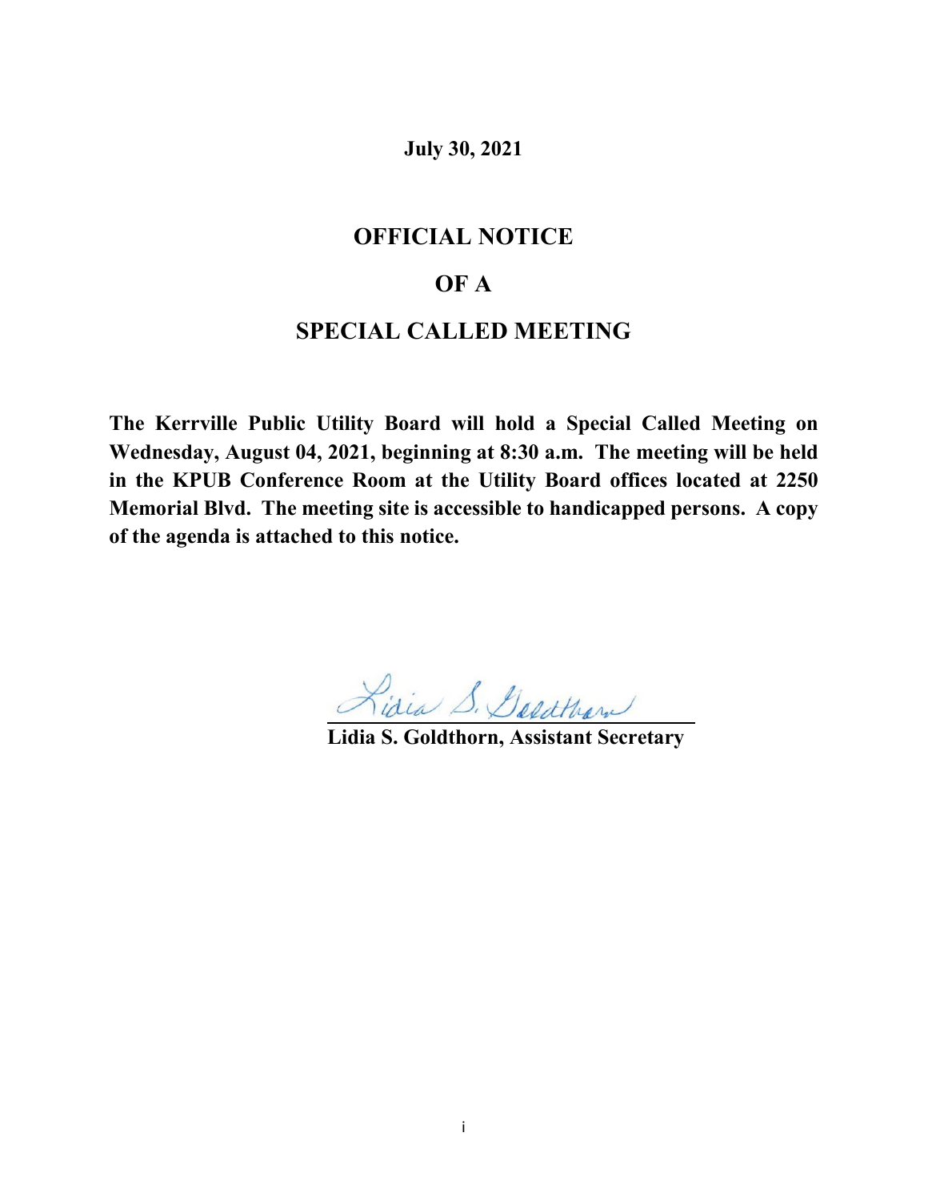**July 30, 2021**

# OFFICIAL NOTICE

# OF A

# SPECIAL CALLED MEETING

**The Kerrville Public Utility Board will hold a Special Called Meeting on Wednesday, August 04, 2021, beginning at 8:30 a.m. The meeting will be held in the KPUB Conference Room at the Utility Board offices located at 2250 Memorial Blvd. The meeting site is accessible to handicapped persons. A copy of the agenda is attached to this notice.**

Lidia S. Goldthorn

**Lidia S. Goldthorn, Assistant Secretary**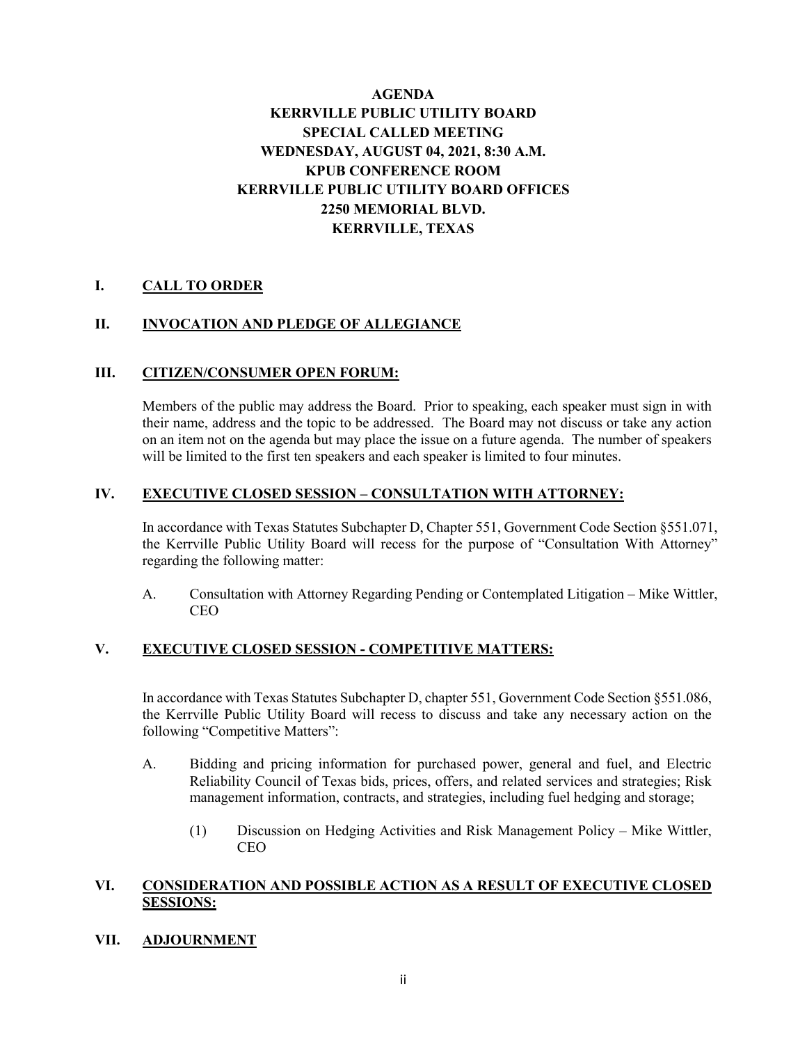# AGENDA
# KERRVILLE PUBLIC UTILITY BOARD
# SPECIAL CALLED MEETING
# WEDNESDAY, AUGUST 04, 2021, 8:30 A.M.
# KPUB CONFERENCE ROOM
# KERRVILLE PUBLIC UTILITY BOARD OFFICES
# 2250 MEMORIAL BLVD.
# KERRVILLE, TEXAS

## I. CALL TO ORDER

## II. INVOCATION AND PLEDGE OF ALLEGIANCE

## III. CITIZEN/CONSUMER OPEN FORUM:

Members of the public may address the Board. Prior to speaking, each speaker must sign in with their name, address and the topic to be addressed. The Board may not discuss or take any action on an item not on the agenda but may place the issue on a future agenda. The number of speakers will be limited to the first ten speakers and each speaker is limited to four minutes.

## IV. EXECUTIVE CLOSED SESSION – CONSULTATION WITH ATTORNEY:

In accordance with Texas Statutes Subchapter D, Chapter 551, Government Code Section §551.071, the Kerrville Public Utility Board will recess for the purpose of "Consultation With Attorney" regarding the following matter:

A. Consultation with Attorney Regarding Pending or Contemplated Litigation – Mike Wittler, CEO

## V. EXECUTIVE CLOSED SESSION - COMPETITIVE MATTERS:

In accordance with Texas Statutes Subchapter D, chapter 551, Government Code Section §551.086, the Kerrville Public Utility Board will recess to discuss and take any necessary action on the following "Competitive Matters":

A. Bidding and pricing information for purchased power, general and fuel, and Electric Reliability Council of Texas bids, prices, offers, and related services and strategies; Risk management information, contracts, and strategies, including fuel hedging and storage;

   (1) Discussion on Hedging Activities and Risk Management Policy – Mike Wittler, CEO

## VI. CONSIDERATION AND POSSIBLE ACTION AS A RESULT OF EXECUTIVE CLOSED SESSIONS:

## VII. ADJOURNMENT